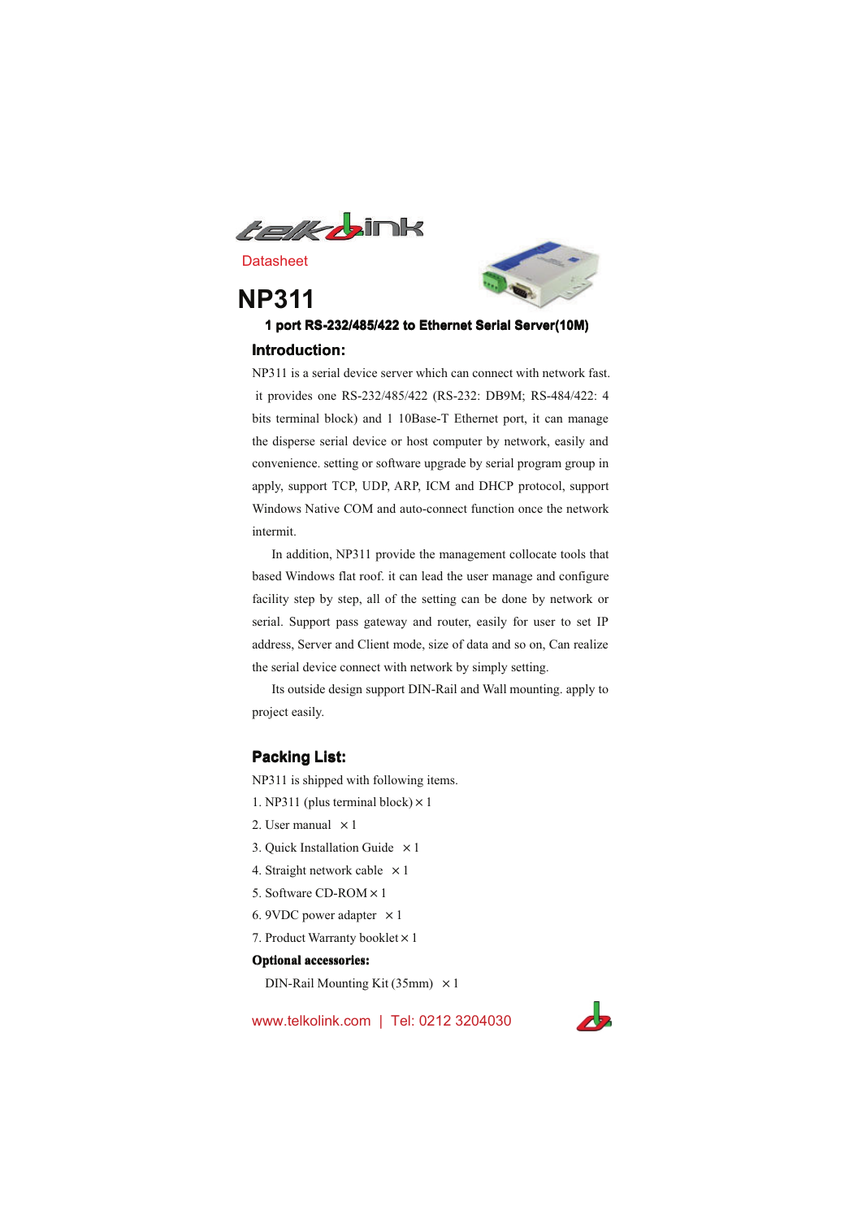Datasheet

# NP311

**1 port RS-232/485/422 to Ethernet Serial Server(10M)**

## Introduction:

NP311 is a serial device server which can connect with network fast. it provides one RS-232/485/422 (RS-232: DB9M; RS-484/422: 4 bits terminal block) and 1 10Base-T Ethernet port, it can manage the disperse serial device or host computer by network, easily and convenience. setting or software upgrade by serial program group in apply, support TCP, UDP, ARP, ICM and DHCP protocol, support Windows Native COM and auto-connect function once the network intermit.

In addition, NP311 provide the management collocate tools that based Windows flat roof. it can lead the user manage and configure facility step by step, all of the setting can be done by network or serial. Support pass gateway and router, easily for user to set IP address, Server and Client mode, size of data and so on, Can realize the serial device connect with network by simply setting.

Its outside design support DIN-Rail and Wall mounting. apply to project easily.

## Packing List:

NP311 is shipped with following items.

1. NP311 (plus terminal block) × 1
2. User manual × 1
3. Quick Installation Guide × 1
4. Straight network cable × 1
5. Software CD-ROM × 1
6. 9VDC power adapter × 1
7. Product Warranty booklet × 1

**Optional accessories:**

DIN-Rail Mounting Kit (35mm) × 1

www.telkolink.com | Tel: 0212 3204030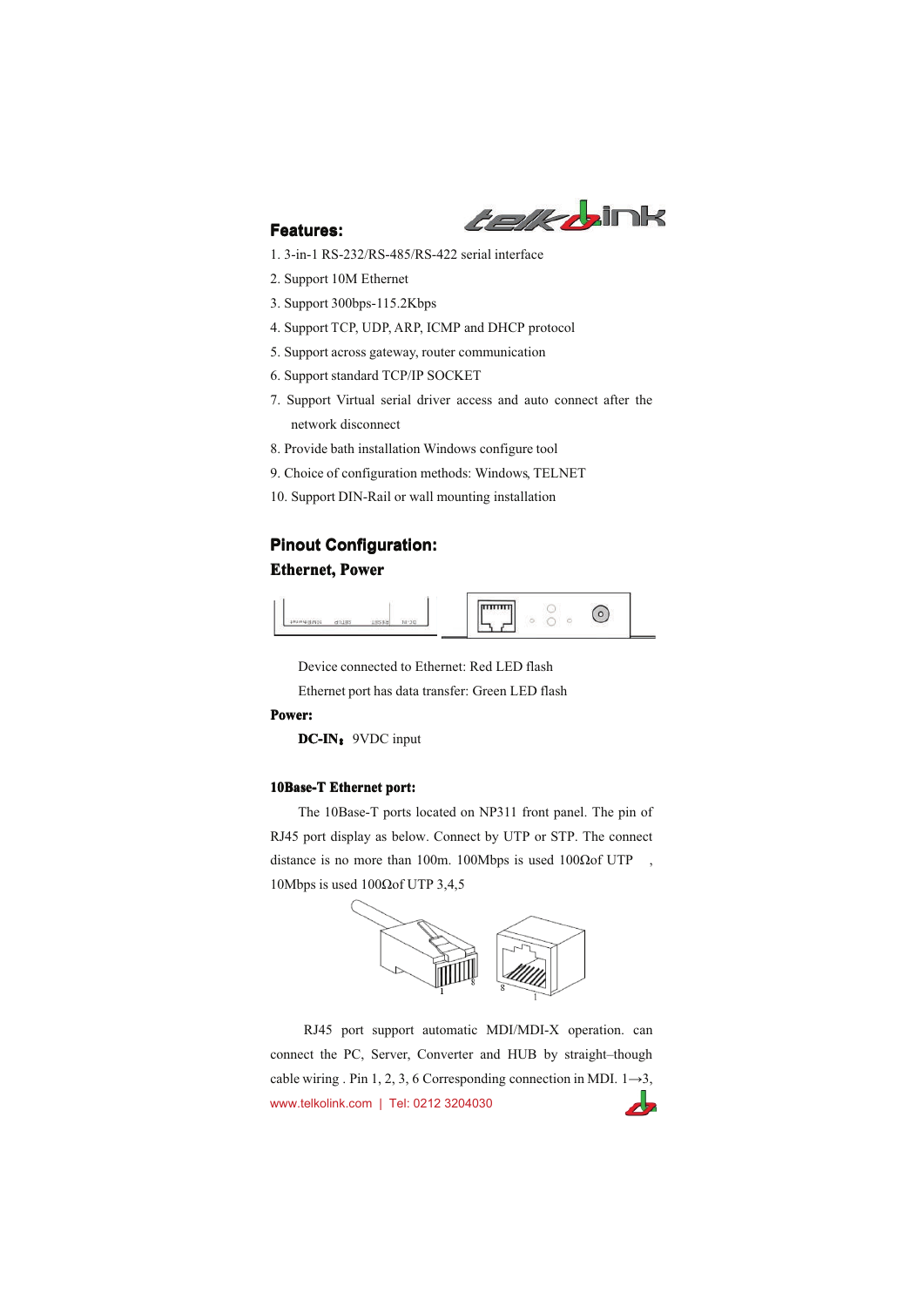## Features:

1. 3-in-1 RS-232/RS-485/RS-422 serial interface
2. Support 10M Ethernet
3. Support 300bps-115.2Kbps
4. Support TCP, UDP, ARP, ICMP and DHCP protocol
5. Support across gateway, router communication
6. Support standard TCP/IP SOCKET
7. Support Virtual serial driver access and auto connect after the network disconnect
8. Provide bath installation Windows configure tool
9. Choice of configuration methods: Windows, TELNET
10. Support DIN-Rail or wall mounting installation

## Pinout Configuration:

### Ethernet, Power

Device connected to Ethernet: Red LED flash

Ethernet port has data transfer: Green LED flash

**Power:**

**DC-IN：** 9VDC input

**10Base-T Ethernet port:**

The 10Base-T ports located on NP311 front panel. The pin of RJ45 port display as below. Connect by UTP or STP. The connect distance is no more than 100m. 100Mbps is used 100Ωof UTP , 10Mbps is used 100Ωof UTP 3,4,5

RJ45 port support automatic MDI/MDI-X operation. can connect the PC, Server, Converter and HUB by straight–though cable wiring . Pin 1, 2, 3, 6 Corresponding connection in MDI. 1→3,

www.telkolink.com | Tel: 0212 3204030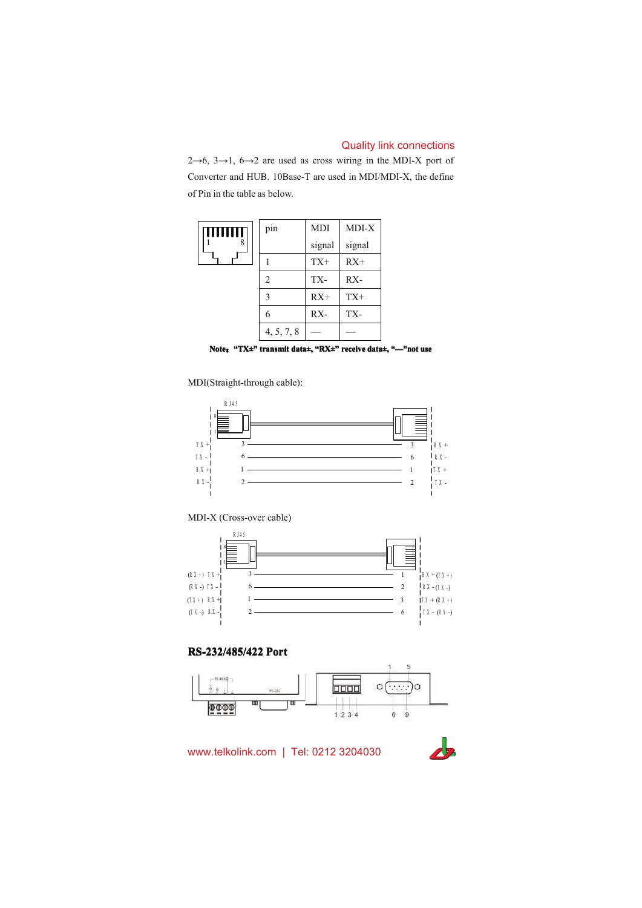2→6, 3→1, 6→2 are used as cross wiring in the MDI-X port of Converter and HUB. 10Base-T are used in MDI/MDI-X, the define of Pin in the table as below.

| pin | MDI signal | MDI-X signal |
|---|---|---|
| 1 | TX+ | RX+ |
| 2 | TX- | RX- |
| 3 | RX+ | TX+ |
| 6 | RX- | TX- |
| 4, 5, 7, 8 | — | — |

**Note: "TX±" transmit data±, "RX±" receive data±, "—"not use**

MDI(Straight-through cable):

| | Pin | | Pin | |
|---|---|---|---|---|
| TX+ | 3 | — | 3 | RX+ |
| TX- | 6 | — | 6 | RX- |
| RX+ | 1 | — | 1 | TX+ |
| RX- | 2 | — | 2 | TX- |

MDI-X (Cross-over cable)

| | Pin | | Pin | |
|---|---|---|---|---|
| (RX+) TX+ | 3 | — | 1 | RX+ (TX+) |
| (RX-) TX- | 6 | — | 2 | RX- (TX-) |
| (TX+) RX+ | 1 | — | 3 | TX+ (RX+) |
| (TX-) RX- | 2 | — | 6 | TX- (RX-) |

## RS-232/485/422 Port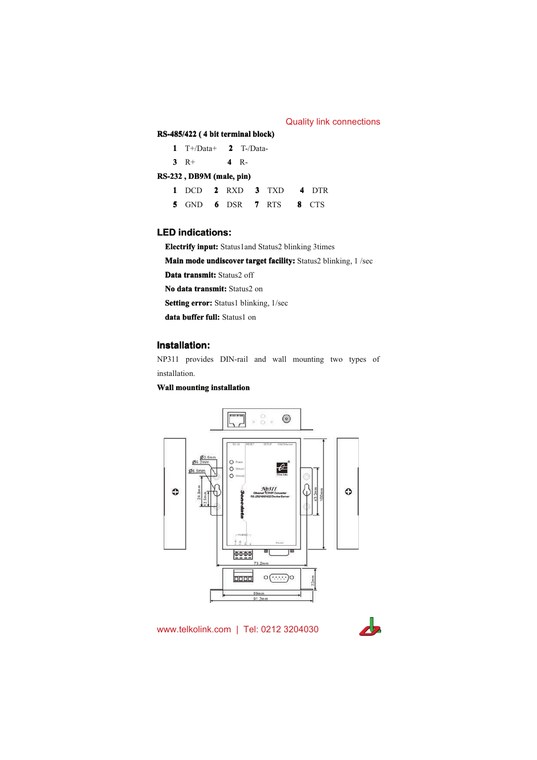**RS-485/422 ( 4 bit terminal block)**

**1** T+/Data+ **2** T-/Data-

**3** R+ **4** R-

**RS-232 , DB9M (male, pin)**

| | | | | | | | |
|---|---|---|---|---|---|---|---|
| **1** | DCD | **2** | RXD | **3** | TXD | **4** | DTR |
| **5** | GND | **6** | DSR | **7** | RTS | **8** | CTS |

## LED indications:

**Electrify input:** Status1and Status2 blinking 3times

**Main mode undiscover target facility:** Status2 blinking, 1 /sec

**Data transmit:** Status2 off

**No data transmit:** Status2 on

**Setting error:** Status1 blinking, 1/sec

**data buffer full:** Status1 on

## Installation:

NP311 provides DIN-rail and wall mounting two types of installation.

**Wall mounting installation**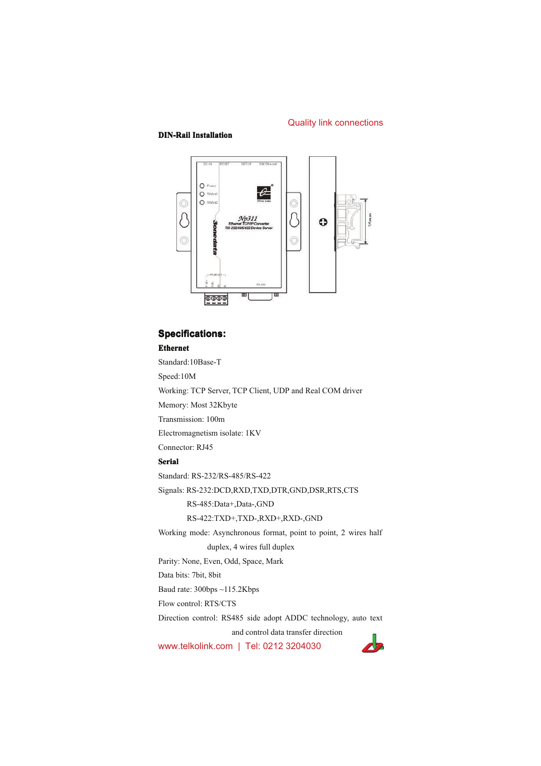Quality link connections

**DIN-Rail Installation**

## Specifications:

**Ethernet**

Standard:10Base-T

Speed:10M

Working: TCP Server, TCP Client, UDP and Real COM driver

Memory: Most 32Kbyte

Transmission: 100m

Electromagnetism isolate: 1KV

Connector: RJ45

**Serial**

Standard: RS-232/RS-485/RS-422

Signals: RS-232:DCD,RXD,TXD,DTR,GND,DSR,RTS,CTS

RS-485:Data+,Data-,GND

RS-422:TXD+,TXD-,RXD+,RXD-,GND

Working mode: Asynchronous format, point to point, 2 wires half duplex, 4 wires full duplex

Parity: None, Even, Odd, Space, Mark

Data bits: 7bit, 8bit

Baud rate: 300bps ~115.2Kbps

Flow control: RTS/CTS

Direction control: RS485 side adopt ADDC technology, auto text and control data transfer direction

www.telkolink.com | Tel: 0212 3204030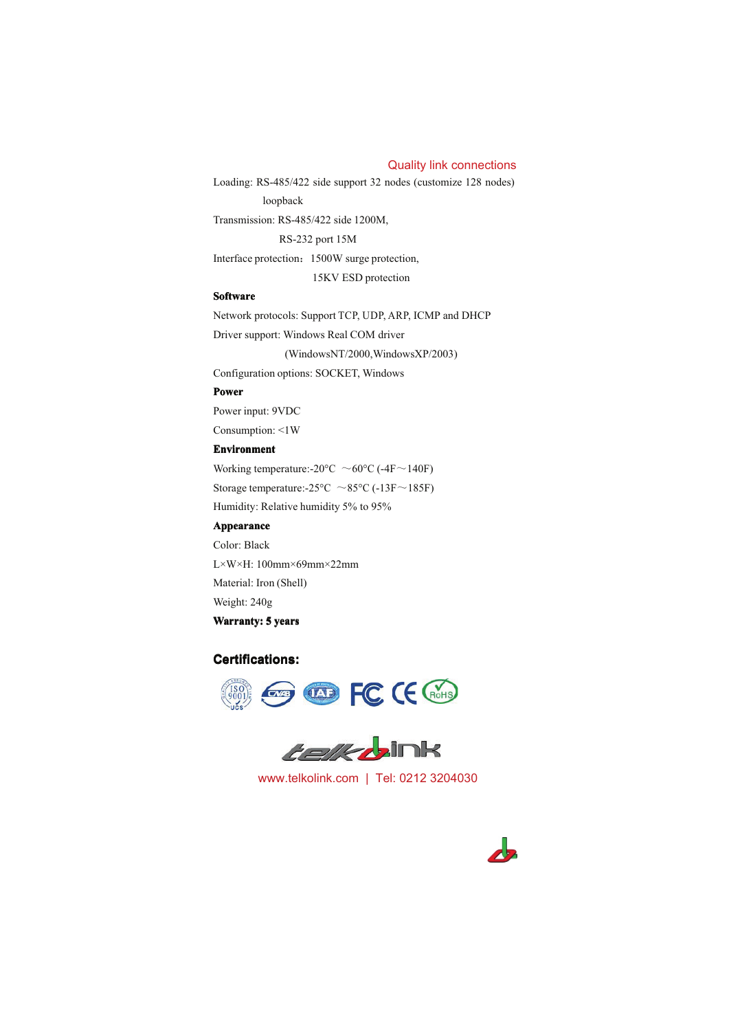Quality link connections

Loading: RS-485/422 side support 32 nodes (customize 128 nodes)

loopback

Transmission: RS-485/422 side 1200M,

RS-232 port 15M

Interface protection：1500W surge protection,

15KV ESD protection

**Software**

Network protocols: Support TCP, UDP, ARP, ICMP and DHCP

Driver support: Windows Real COM driver

(WindowsNT/2000,WindowsXP/2003)

Configuration options: SOCKET, Windows

**Power**

Power input: 9VDC

Consumption: <1W

**Environment**

Working temperature:-20°C ～60°C (-4F～140F)

Storage temperature:-25°C ～85°C (-13F～185F)

Humidity: Relative humidity 5% to 95%

**Appearance**

Color: Black

L×W×H: 100mm×69mm×22mm

Material: Iron (Shell)

Weight: 240g

**Warranty: 5 years**

## Certifications:

www.telkolink.com | Tel: 0212 3204030